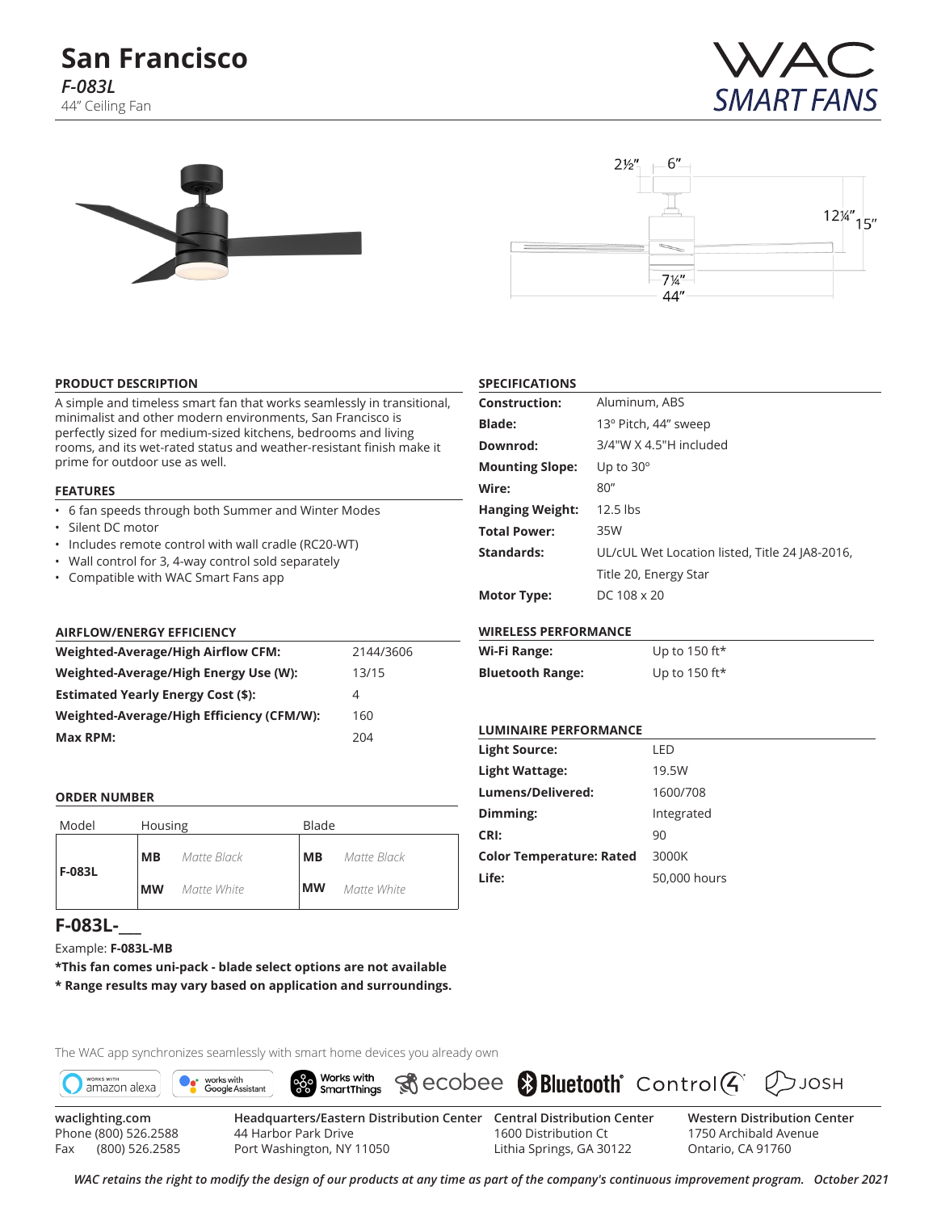# San Francisco

***F-083L***

44" Ceiling Fan

WAC SMART FANS

## PRODUCT DESCRIPTION

A simple and timeless smart fan that works seamlessly in transitional, minimalist and other modern environments, San Francisco is perfectly sized for medium-sized kitchens, bedrooms and living rooms, and its wet-rated status and weather-resistant finish make it prime for outdoor use as well.

## FEATURES

- 6 fan speeds through both Summer and Winter Modes
- Silent DC motor
- Includes remote control with wall cradle (RC20-WT)
- Wall control for 3, 4-way control sold separately
- Compatible with WAC Smart Fans app

## AIRFLOW/ENERGY EFFICIENCY

| | |
|---|---|
| **Weighted-Average/High Airflow CFM:** | 2144/3606 |
| **Weighted-Average/High Energy Use (W):** | 13/15 |
| **Estimated Yearly Energy Cost ($):** | 4 |
| **Weighted-Average/High Efficiency (CFM/W):** | 160 |
| **Max RPM:** | 204 |

## ORDER NUMBER

| Model | Housing | | Blade | |
|---|---|---|---|---|
| **F-083L** | **MB** | *Matte Black* | **MB** | *Matte Black* |
| | **MW** | *Matte White* | **MW** | *Matte White* |

**F-083L-___**

Example: **F-083L-MB**

**\*This fan comes uni-pack - blade select options are not available**

**\* Range results may vary based on application and surroundings.**

## SPECIFICATIONS

| | |
|---|---|
| **Construction:** | Aluminum, ABS |
| **Blade:** | 13º Pitch, 44" sweep |
| **Downrod:** | 3/4"W X 4.5"H included |
| **Mounting Slope:** | Up to 30º |
| **Wire:** | 80" |
| **Hanging Weight:** | 12.5 lbs |
| **Total Power:** | 35W |
| **Standards:** | UL/cUL Wet Location listed, Title 24 JA8-2016, Title 20, Energy Star |
| **Motor Type:** | DC 108 x 20 |

## WIRELESS PERFORMANCE

| | |
|---|---|
| **Wi-Fi Range:** | Up to 150 ft* |
| **Bluetooth Range:** | Up to 150 ft* |

## LUMINAIRE PERFORMANCE

| | |
|---|---|
| **Light Source:** | LED |
| **Light Wattage:** | 19.5W |
| **Lumens/Delivered:** | 1600/708 |
| **Dimming:** | Integrated |
| **CRI:** | 90 |
| **Color Temperature: Rated** | 3000K |
| **Life:** | 50,000 hours |

The WAC app synchronizes seamlessly with smart home devices you already own

works with amazon alexa | works with Google Assistant | Works with SmartThings | ecobee | Bluetooth | Control4 | JOSH

waclighting.com
Phone (800) 526.2588
Fax (800) 526.2585

Headquarters/Eastern Distribution Center
44 Harbor Park Drive
Port Washington, NY 11050

Central Distribution Center
1600 Distribution Ct
Lithia Springs, GA 30122

Western Distribution Center
1750 Archibald Avenue
Ontario, CA 91760

*WAC retains the right to modify the design of our products at any time as part of the company's continuous improvement program. October 2021*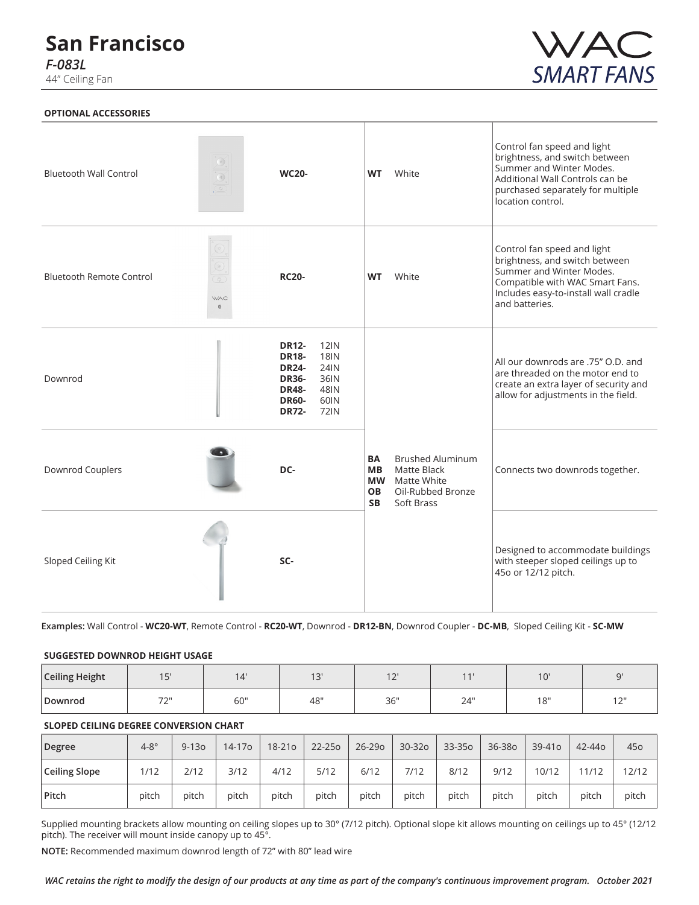# San Francisco

***F-083L***

44" Ceiling Fan

WAC SMART FANS

#### OPTIONAL ACCESSORIES

| | | | |
|---|---|---|---|
| Bluetooth Wall Control | **WC20-** | **WT** White | Control fan speed and light brightness, and switch between Summer and Winter Modes. Additional Wall Controls can be purchased separately for multiple location control. |
| Bluetooth Remote Control | **RC20-** | **WT** White | Control fan speed and light brightness, and switch between Summer and Winter Modes. Compatible with WAC Smart Fans. Includes easy-to-install wall cradle and batteries. |
| Downrod | **DR12-** 12IN<br>**DR18-** 18IN<br>**DR24-** 24IN<br>**DR36-** 36IN<br>**DR48-** 48IN<br>**DR60-** 60IN<br>**DR72-** 72IN | **BA** Brushed Aluminum<br>**MB** Matte Black<br>**MW** Matte White<br>**OB** Oil-Rubbed Bronze<br>**SB** Soft Brass | All our downrods are .75" O.D. and are threaded on the motor end to create an extra layer of security and allow for adjustments in the field. |
| Downrod Couplers | **DC-** | | Connects two downrods together. |
| Sloped Ceiling Kit | **SC-** | | Designed to accommodate buildings with steeper sloped ceilings up to 45o or 12/12 pitch. |

**Examples:** Wall Control - **WC20-WT**, Remote Control - **RC20-WT**, Downrod - **DR12-BN**, Downrod Coupler - **DC-MB**, Sloped Ceiling Kit - **SC-MW**

#### SUGGESTED DOWNROD HEIGHT USAGE

| Ceiling Height | 15' | 14' | 13' | 12' | 11' | 10' | 9' |
|---|---|---|---|---|---|---|---|
| Downrod | 72" | 60" | 48" | 36" | 24" | 18" | 12" |

#### SLOPED CEILING DEGREE CONVERSION CHART

| Degree | 4-8° | 9-13o | 14-17o | 18-21o | 22-25o | 26-29o | 30-32o | 33-35o | 36-38o | 39-41o | 42-44o | 45o |
|---|---|---|---|---|---|---|---|---|---|---|---|---|
| Ceiling Slope | 1/12 | 2/12 | 3/12 | 4/12 | 5/12 | 6/12 | 7/12 | 8/12 | 9/12 | 10/12 | 11/12 | 12/12 |
| Pitch | pitch | pitch | pitch | pitch | pitch | pitch | pitch | pitch | pitch | pitch | pitch | pitch |

Supplied mounting brackets allow mounting on ceiling slopes up to 30° (7/12 pitch). Optional slope kit allows mounting on ceilings up to 45° (12/12 pitch). The receiver will mount inside canopy up to 45°.

**NOTE:** Recommended maximum downrod length of 72" with 80" lead wire

*WAC retains the right to modify the design of our products at any time as part of the company's continuous improvement program. October 2021*